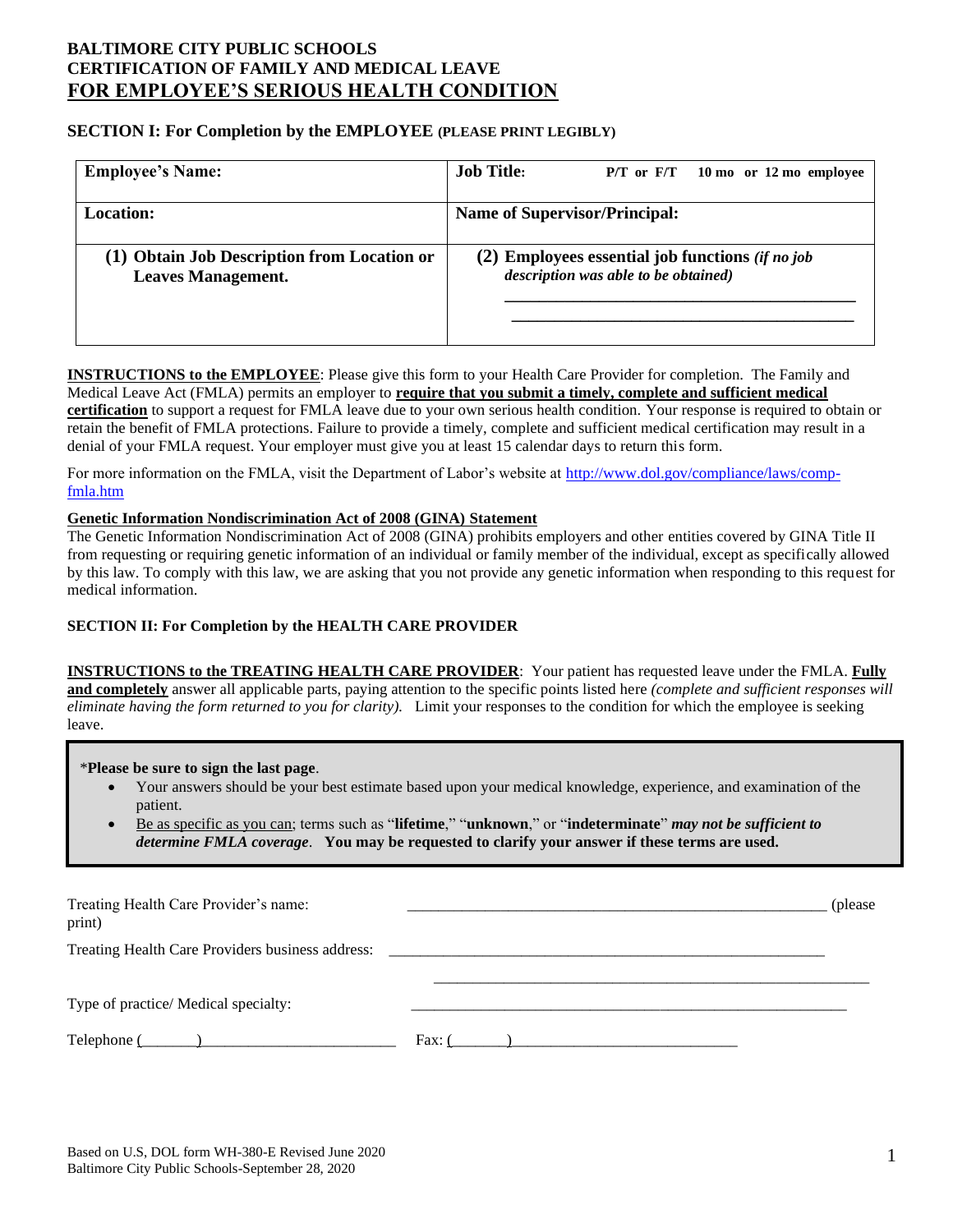# BALTIMORE CITY PUBLIC SCHOOLS
# CERTIFICATION OF FAMILY AND MEDICAL LEAVE
# FOR EMPLOYEE'S SERIOUS HEALTH CONDITION

## SECTION I: For Completion by the EMPLOYEE (PLEASE PRINT LEGIBLY)

| **Employee's Name:** | **Job Title:** P/T or F/T 10 mo or 12 mo employee |
|---|---|
| **Location:** | **Name of Supervisor/Principal:** |
| **(1) Obtain Job Description from Location or Leaves Management.** | **(2) Employees essential job functions** *(if no job description was able to be obtained)* ______________________________ ______________________________ |

**INSTRUCTIONS to the EMPLOYEE**: Please give this form to your Health Care Provider for completion. The Family and Medical Leave Act (FMLA) permits an employer to **require that you submit a timely, complete and sufficient medical certification** to support a request for FMLA leave due to your own serious health condition. Your response is required to obtain or retain the benefit of FMLA protections. Failure to provide a timely, complete and sufficient medical certification may result in a denial of your FMLA request. Your employer must give you at least 15 calendar days to return this form.

For more information on the FMLA, visit the Department of Labor's website at http://www.dol.gov/compliance/laws/comp-fmla.htm

**Genetic Information Nondiscrimination Act of 2008 (GINA) Statement**
The Genetic Information Nondiscrimination Act of 2008 (GINA) prohibits employers and other entities covered by GINA Title II from requesting or requiring genetic information of an individual or family member of the individual, except as specifically allowed by this law. To comply with this law, we are asking that you not provide any genetic information when responding to this request for medical information.

## SECTION II: For Completion by the HEALTH CARE PROVIDER

**INSTRUCTIONS to the TREATING HEALTH CARE PROVIDER**: Your patient has requested leave under the FMLA. **Fully and completely** answer all applicable parts, paying attention to the specific points listed here *(complete and sufficient responses will eliminate having the form returned to you for clarity).* Limit your responses to the condition for which the employee is seeking leave.

> *Please be sure to sign the last page.
> - Your answers should be your best estimate based upon your medical knowledge, experience, and examination of the patient.
> - Be as specific as you can; terms such as "**lifetime**," "**unknown**," or "**indeterminate**" ***may not be sufficient to determine FMLA coverage***. **You may be requested to clarify your answer if these terms are used.**

Treating Health Care Provider's name: ______________________________ (please print)

Treating Health Care Providers business address: ______________________________
______________________________

Type of practice/ Medical specialty: ______________________________

Telephone (_______)______________________ Fax: (_______)______________________

Based on U.S, DOL form WH-380-E Revised June 2020
Baltimore City Public Schools-September 28, 2020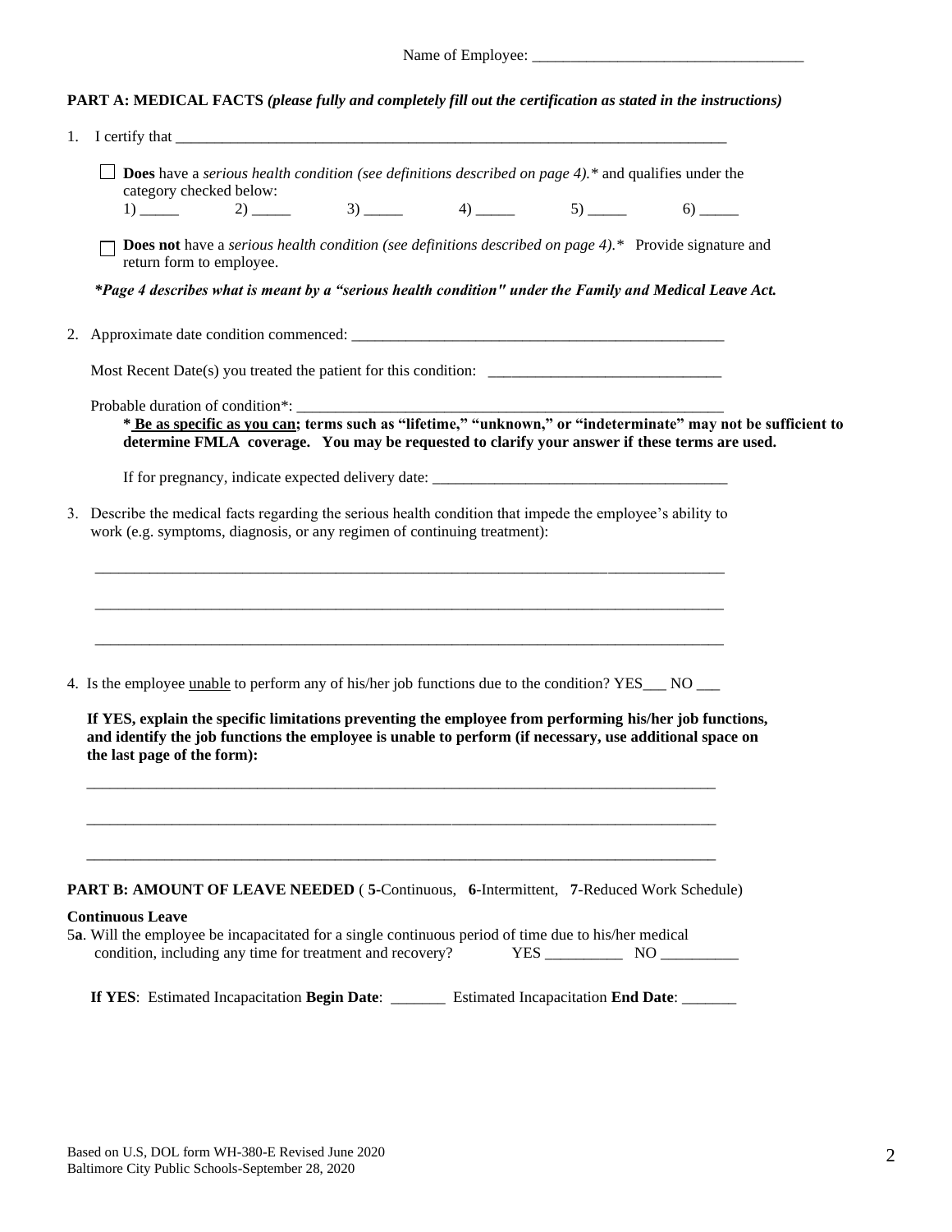Name of Employee: ___________________________________

**PART A: MEDICAL FACTS** ***(please fully and completely fill out the certification as stated in the instructions)***

1. I certify that ___________________________________________________________________________

   ☐ **Does** have a *serious health condition (see definitions described on page 4).\** and qualifies under the category checked below:
   1) _____ 2) _____ 3) _____ 4) _____ 5) _____ 6) _____

   ☐ **Does not** have a *serious health condition (see definitions described on page 4).\** Provide signature and return form to employee.

   ***\*Page 4 describes what is meant by a "serious health condition" under the Family and Medical Leave Act.***

2. Approximate date condition commenced: ________________________________________________

   Most Recent Date(s) you treated the patient for this condition: ______________________________

   Probable duration of condition\*: _______________________________________________________

   **\* <u>Be as specific as you can</u>; terms such as "lifetime," "unknown," or "indeterminate" may not be sufficient to determine FMLA coverage. You may be requested to clarify your answer if these terms are used.**

   If for pregnancy, indicate expected delivery date: ______________________________________

3. Describe the medical facts regarding the serious health condition that impede the employee's ability to work (e.g. symptoms, diagnosis, or any regimen of continuing treatment):

   ___________________________________________________________________________

   ___________________________________________________________________________

   ___________________________________________________________________________

4. Is the employee <u>unable</u> to perform any of his/her job functions due to the condition? YES___ NO ___

   **If YES, explain the specific limitations preventing the employee from performing his/her job functions, and identify the job functions the employee is unable to perform (if necessary, use additional space on the last page of the form):**

   ___________________________________________________________________________

   ___________________________________________________________________________

   ___________________________________________________________________________

**PART B: AMOUNT OF LEAVE NEEDED** ( **5**-Continuous, **6**-Intermittent, **7**-Reduced Work Schedule)

**Continuous Leave**

5**a**. Will the employee be incapacitated for a single continuous period of time due to his/her medical condition, including any time for treatment and recovery? YES __________ NO __________

**If YES**: Estimated Incapacitation **Begin Date**: _______ Estimated Incapacitation **End Date**: _______

Based on U.S, DOL form WH-380-E Revised June 2020
Baltimore City Public Schools-September 28, 2020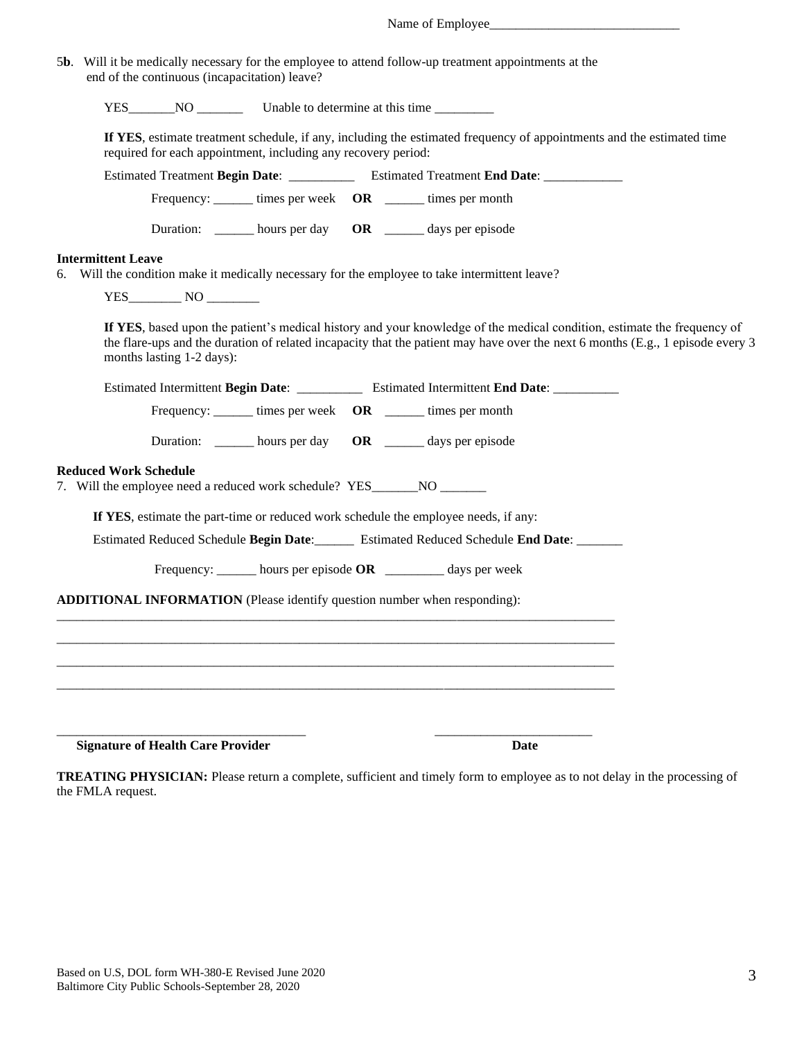Name of Employee_____________________________

5**b**. Will it be medically necessary for the employee to attend follow-up treatment appointments at the end of the continuous (incapacitation) leave?

YES_______ NO _______ Unable to determine at this time _________

**If YES**, estimate treatment schedule, if any, including the estimated frequency of appointments and the estimated time required for each appointment, including any recovery period:

Estimated Treatment **Begin Date**: __________ Estimated Treatment **End Date**: ____________

Frequency: ______ times per week **OR** ______ times per month

Duration: ______ hours per day **OR** ______ days per episode

**Intermittent Leave**

6. Will the condition make it medically necessary for the employee to take intermittent leave?

YES________ NO ________

**If YES**, based upon the patient's medical history and your knowledge of the medical condition, estimate the frequency of the flare-ups and the duration of related incapacity that the patient may have over the next 6 months (E.g., 1 episode every 3 months lasting 1-2 days):

Estimated Intermittent **Begin Date**: __________ Estimated Intermittent **End Date**: __________

Frequency: ______ times per week **OR** ______ times per month

Duration: ______ hours per day **OR** ______ days per episode

**Reduced Work Schedule**

7. Will the employee need a reduced work schedule? YES_______ NO _______

**If YES**, estimate the part-time or reduced work schedule the employee needs, if any:

Estimated Reduced Schedule **Begin Date**:______ Estimated Reduced Schedule **End Date**: _______

Frequency: ______ hours per episode **OR** _________ days per week

**ADDITIONAL INFORMATION** (Please identify question number when responding):

_____________________________________________________________________________________

_____________________________________________________________________________________

_____________________________________________________________________________________

_____________________________________________________________________________________

______________________________________ ________________________

**Signature of Health Care Provider** **Date**

**TREATING PHYSICIAN:** Please return a complete, sufficient and timely form to employee as to not delay in the processing of the FMLA request.

Based on U.S, DOL form WH-380-E Revised June 2020
Baltimore City Public Schools-September 28, 2020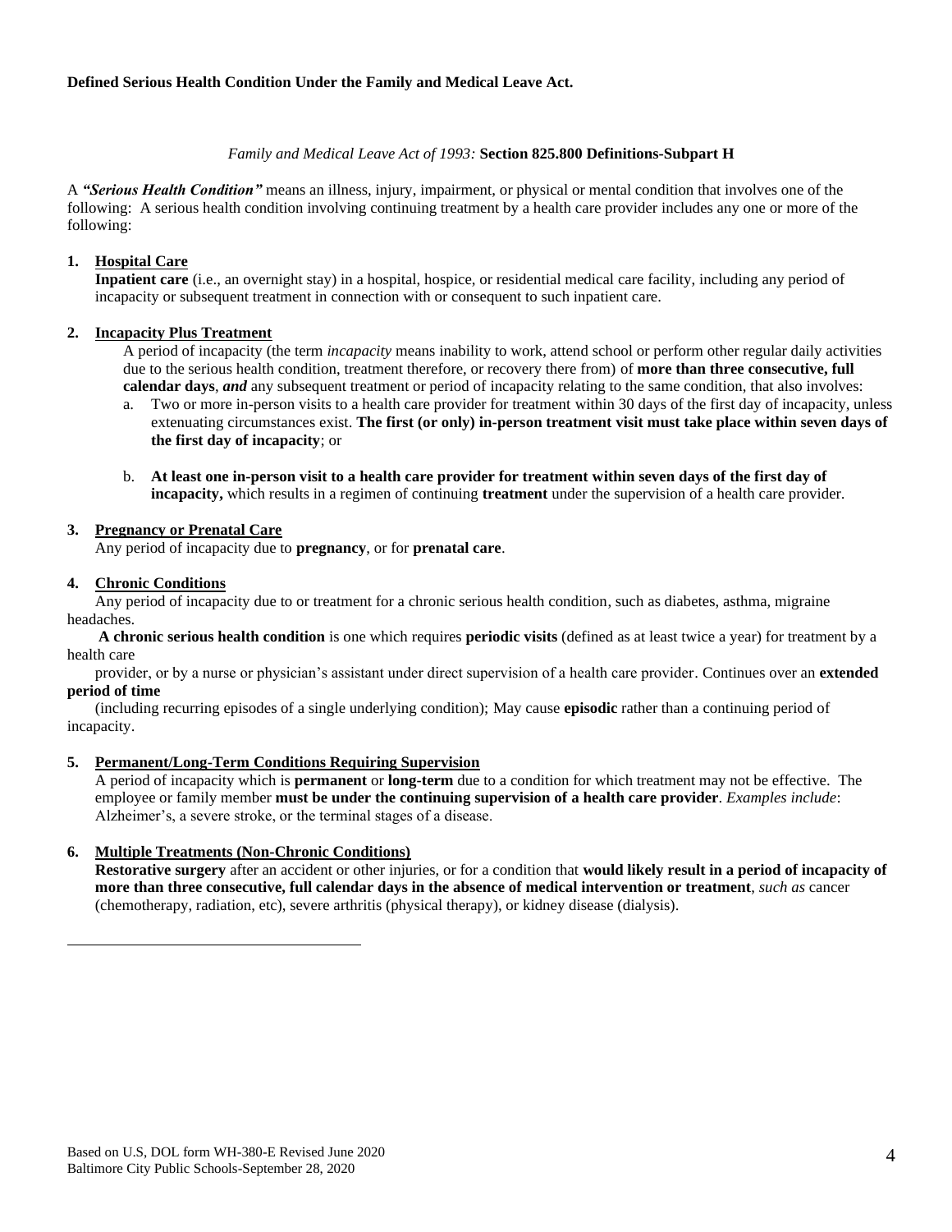**Defined Serious Health Condition Under the Family and Medical Leave Act.**

*Family and Medical Leave Act of 1993:* **Section 825.800 Definitions-Subpart H**

A ***"Serious Health Condition"*** means an illness, injury, impairment, or physical or mental condition that involves one of the following: A serious health condition involving continuing treatment by a health care provider includes any one or more of the following:

1. **Hospital Care**
   **Inpatient care** (i.e., an overnight stay) in a hospital, hospice, or residential medical care facility, including any period of incapacity or subsequent treatment in connection with or consequent to such inpatient care.

2. **Incapacity Plus Treatment**
   A period of incapacity (the term *incapacity* means inability to work, attend school or perform other regular daily activities due to the serious health condition, treatment therefore, or recovery there from) of **more than three consecutive, full calendar days**, ***and*** any subsequent treatment or period of incapacity relating to the same condition, that also involves:
   a. Two or more in-person visits to a health care provider for treatment within 30 days of the first day of incapacity, unless extenuating circumstances exist. **The first (or only) in-person treatment visit must take place within seven days of the first day of incapacity**; or
   b. **At least one in-person visit to a health care provider for treatment within seven days of the first day of incapacity,** which results in a regimen of continuing **treatment** under the supervision of a health care provider.

3. **Pregnancy or Prenatal Care**
   Any period of incapacity due to **pregnancy**, or for **prenatal care**.

4. **Chronic Conditions**
   Any period of incapacity due to or treatment for a chronic serious health condition, such as diabetes, asthma, migraine headaches.
   **A chronic serious health condition** is one which requires **periodic visits** (defined as at least twice a year) for treatment by a health care provider, or by a nurse or physician's assistant under direct supervision of a health care provider. Continues over an **extended period of time** (including recurring episodes of a single underlying condition); May cause **episodic** rather than a continuing period of incapacity.

5. **Permanent/Long-Term Conditions Requiring Supervision**
   A period of incapacity which is **permanent** or **long-term** due to a condition for which treatment may not be effective. The employee or family member **must be under the continuing supervision of a health care provider**. *Examples include*: Alzheimer's, a severe stroke, or the terminal stages of a disease.

6. **Multiple Treatments (Non-Chronic Conditions)**
   **Restorative surgery** after an accident or other injuries, or for a condition that **would likely result in a period of incapacity of more than three consecutive, full calendar days in the absence of medical intervention or treatment**, *such as* cancer (chemotherapy, radiation, etc), severe arthritis (physical therapy), or kidney disease (dialysis).

Based on U.S, DOL form WH-380-E Revised June 2020
Baltimore City Public Schools-September 28, 2020